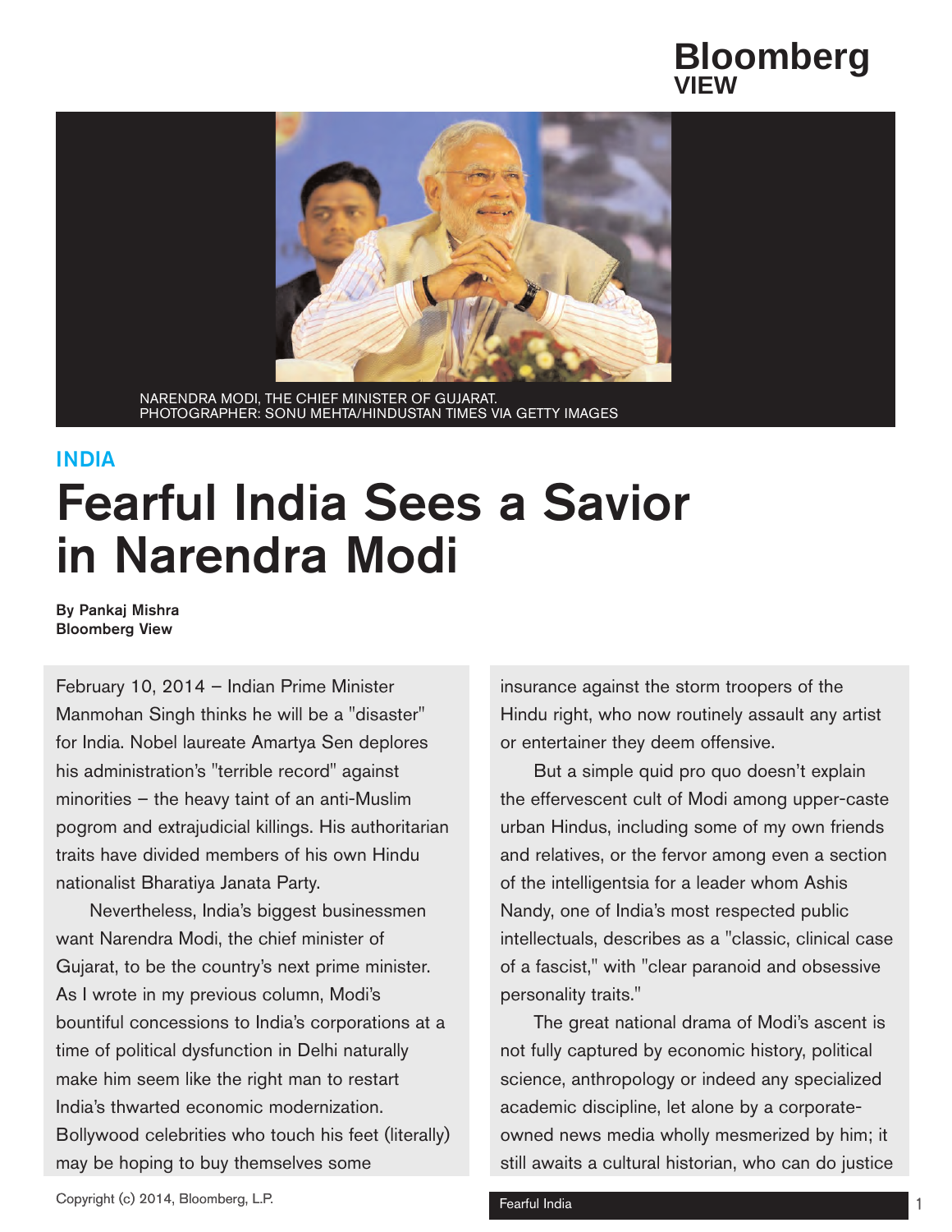Bloomberg VIEW

NARENDRA MODI, THE CHIEF MINISTER OF GUJARAT.
PHOTOGRAPHER: SONU MEHTA/HINDUSTAN TIMES VIA GETTY IMAGES

INDIA

# Fearful India Sees a Savior in Narendra Modi

**By Pankaj Mishra**
**Bloomberg View**

February 10, 2014 – Indian Prime Minister Manmohan Singh thinks he will be a "disaster" for India. Nobel laureate Amartya Sen deplores his administration's "terrible record" against minorities – the heavy taint of an anti-Muslim pogrom and extrajudicial killings. His authoritarian traits have divided members of his own Hindu nationalist Bharatiya Janata Party.

Nevertheless, India's biggest businessmen want Narendra Modi, the chief minister of Gujarat, to be the country's next prime minister. As I wrote in my previous column, Modi's bountiful concessions to India's corporations at a time of political dysfunction in Delhi naturally make him seem like the right man to restart India's thwarted economic modernization. Bollywood celebrities who touch his feet (literally) may be hoping to buy themselves some insurance against the storm troopers of the Hindu right, who now routinely assault any artist or entertainer they deem offensive.

But a simple quid pro quo doesn't explain the effervescent cult of Modi among upper-caste urban Hindus, including some of my own friends and relatives, or the fervor among even a section of the intelligentsia for a leader whom Ashis Nandy, one of India's most respected public intellectuals, describes as a "classic, clinical case of a fascist," with "clear paranoid and obsessive personality traits."

The great national drama of Modi's ascent is not fully captured by economic history, political science, anthropology or indeed any specialized academic discipline, let alone by a corporate-owned news media wholly mesmerized by him; it still awaits a cultural historian, who can do justice

Copyright (c) 2014, Bloomberg, L.P.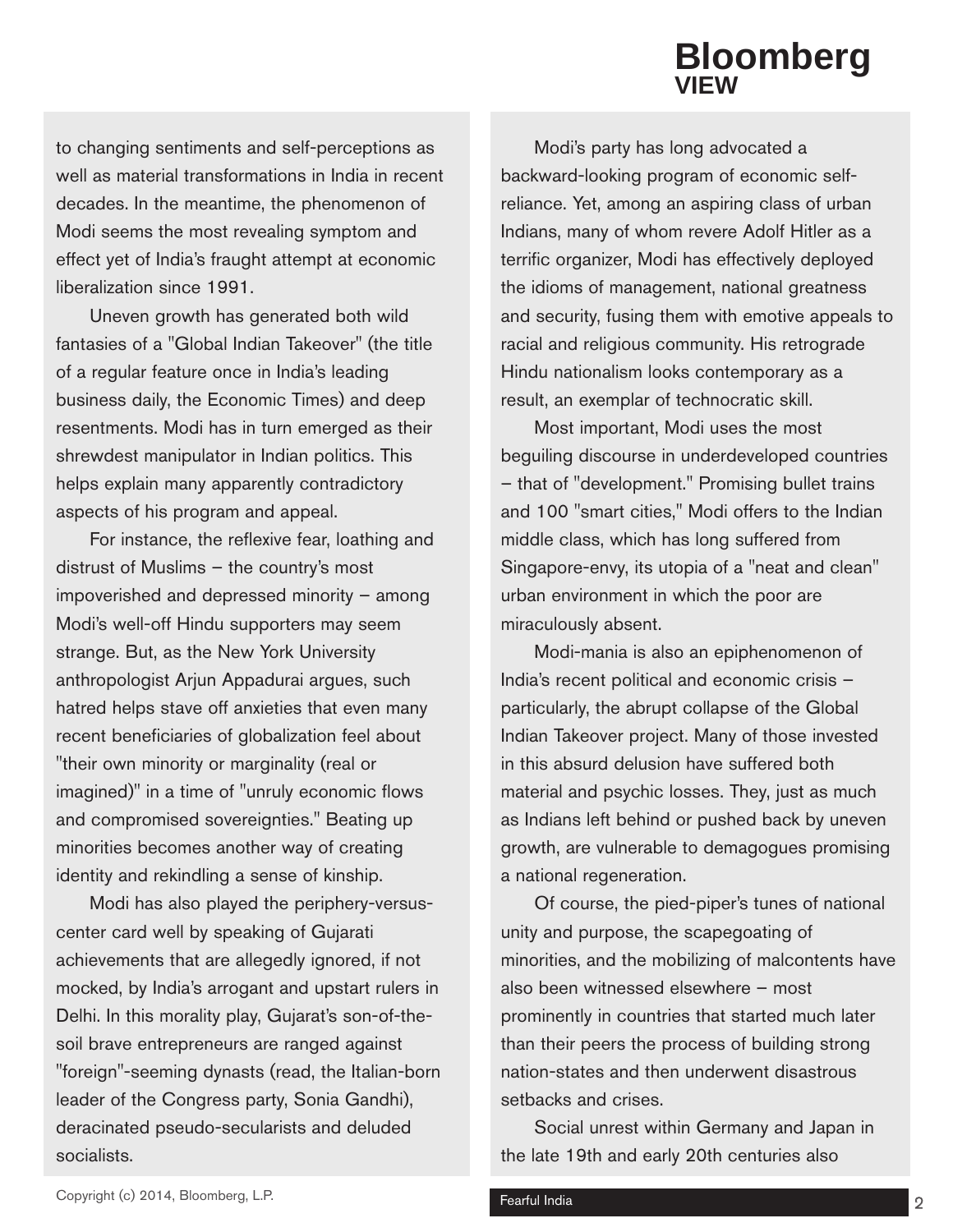to changing sentiments and self-perceptions as well as material transformations in India in recent decades. In the meantime, the phenomenon of Modi seems the most revealing symptom and effect yet of India's fraught attempt at economic liberalization since 1991.

Uneven growth has generated both wild fantasies of a "Global Indian Takeover" (the title of a regular feature once in India's leading business daily, the Economic Times) and deep resentments. Modi has in turn emerged as their shrewdest manipulator in Indian politics. This helps explain many apparently contradictory aspects of his program and appeal.

For instance, the reflexive fear, loathing and distrust of Muslims – the country's most impoverished and depressed minority – among Modi's well-off Hindu supporters may seem strange. But, as the New York University anthropologist Arjun Appadurai argues, such hatred helps stave off anxieties that even many recent beneficiaries of globalization feel about "their own minority or marginality (real or imagined)" in a time of "unruly economic flows and compromised sovereignties." Beating up minorities becomes another way of creating identity and rekindling a sense of kinship.

Modi has also played the periphery-versus-center card well by speaking of Gujarati achievements that are allegedly ignored, if not mocked, by India's arrogant and upstart rulers in Delhi. In this morality play, Gujarat's son-of-the-soil brave entrepreneurs are ranged against "foreign"-seeming dynasts (read, the Italian-born leader of the Congress party, Sonia Gandhi), deracinated pseudo-secularists and deluded socialists.

Modi's party has long advocated a backward-looking program of economic self-reliance. Yet, among an aspiring class of urban Indians, many of whom revere Adolf Hitler as a terrific organizer, Modi has effectively deployed the idioms of management, national greatness and security, fusing them with emotive appeals to racial and religious community. His retrograde Hindu nationalism looks contemporary as a result, an exemplar of technocratic skill.

Most important, Modi uses the most beguiling discourse in underdeveloped countries – that of "development." Promising bullet trains and 100 "smart cities," Modi offers to the Indian middle class, which has long suffered from Singapore-envy, its utopia of a "neat and clean" urban environment in which the poor are miraculously absent.

Modi-mania is also an epiphenomenon of India's recent political and economic crisis – particularly, the abrupt collapse of the Global Indian Takeover project. Many of those invested in this absurd delusion have suffered both material and psychic losses. They, just as much as Indians left behind or pushed back by uneven growth, are vulnerable to demagogues promising a national regeneration.

Of course, the pied-piper's tunes of national unity and purpose, the scapegoating of minorities, and the mobilizing of malcontents have also been witnessed elsewhere – most prominently in countries that started much later than their peers the process of building strong nation-states and then underwent disastrous setbacks and crises.

Social unrest within Germany and Japan in the late 19th and early 20th centuries also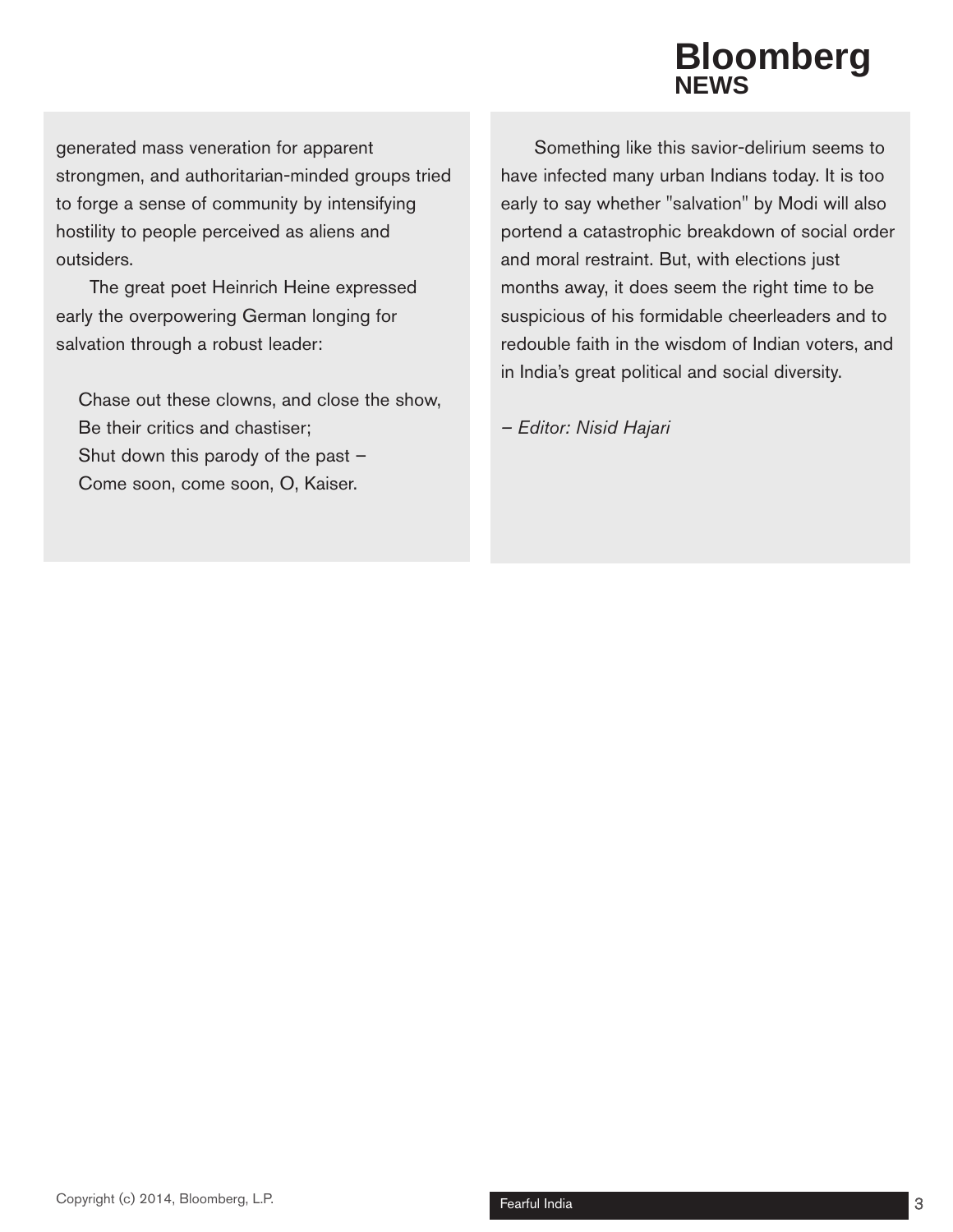generated mass veneration for apparent strongmen, and authoritarian-minded groups tried to forge a sense of community by intensifying hostility to people perceived as aliens and outsiders.

The great poet Heinrich Heine expressed early the overpowering German longing for salvation through a robust leader:

> Chase out these clowns, and close the show,
> Be their critics and chastiser;
> Shut down this parody of the past –
> Come soon, come soon, O, Kaiser.

Something like this savior-delirium seems to have infected many urban Indians today. It is too early to say whether "salvation" by Modi will also portend a catastrophic breakdown of social order and moral restraint. But, with elections just months away, it does seem the right time to be suspicious of his formidable cheerleaders and to redouble faith in the wisdom of Indian voters, and in India's great political and social diversity.

*– Editor: Nisid Hajari*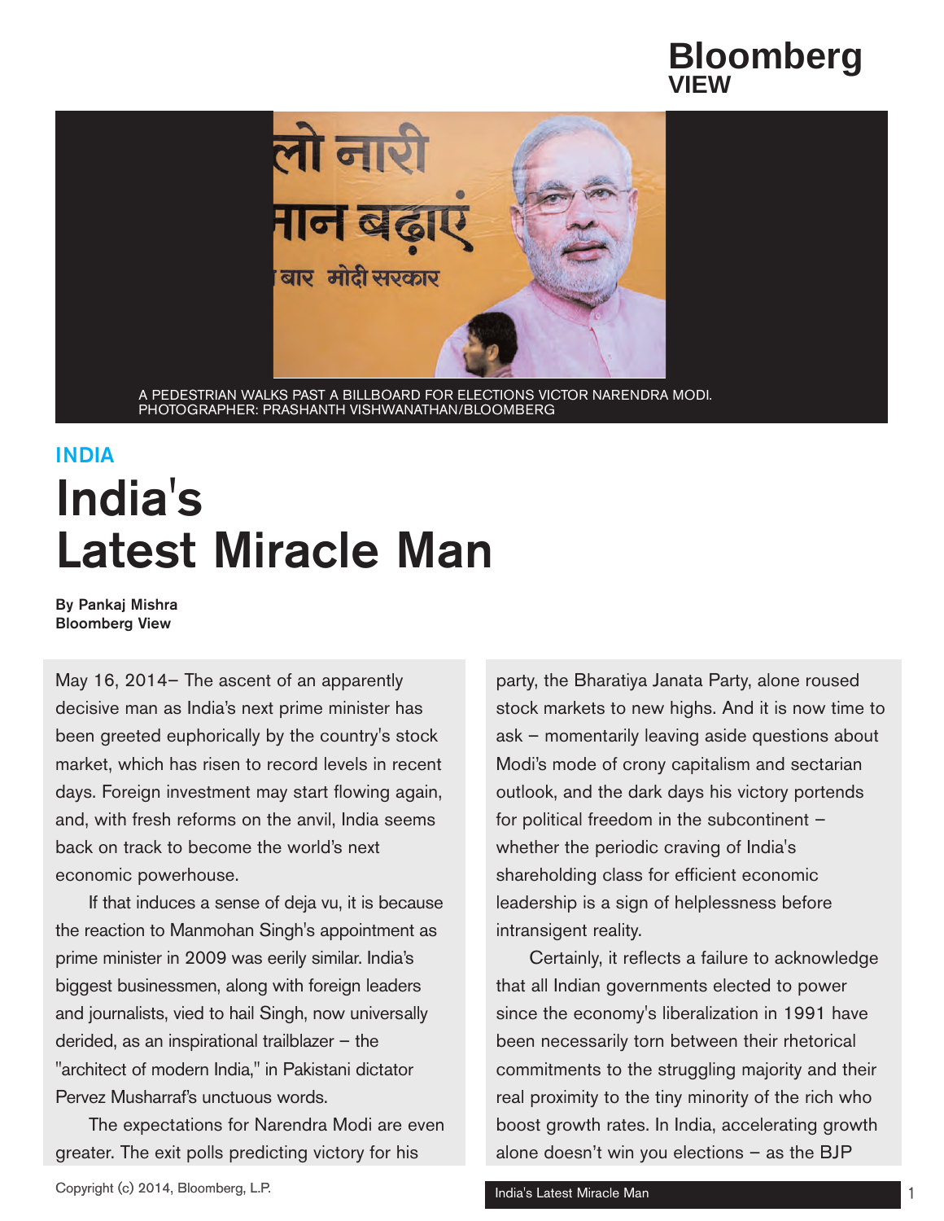Bloomberg VIEW

A PEDESTRIAN WALKS PAST A BILLBOARD FOR ELECTIONS VICTOR NARENDRA MODI.
PHOTOGRAPHER: PRASHANTH VISHWANATHAN/BLOOMBERG

INDIA

# India's Latest Miracle Man

**By Pankaj Mishra**
**Bloomberg View**

May 16, 2014– The ascent of an apparently decisive man as India's next prime minister has been greeted euphorically by the country's stock market, which has risen to record levels in recent days. Foreign investment may start flowing again, and, with fresh reforms on the anvil, India seems back on track to become the world's next economic powerhouse.

If that induces a sense of deja vu, it is because the reaction to Manmohan Singh's appointment as prime minister in 2009 was eerily similar. India's biggest businessmen, along with foreign leaders and journalists, vied to hail Singh, now universally derided, as an inspirational trailblazer – the "architect of modern India," in Pakistani dictator Pervez Musharraf's unctuous words.

The expectations for Narendra Modi are even greater. The exit polls predicting victory for his party, the Bharatiya Janata Party, alone roused stock markets to new highs. And it is now time to ask – momentarily leaving aside questions about Modi's mode of crony capitalism and sectarian outlook, and the dark days his victory portends for political freedom in the subcontinent – whether the periodic craving of India's shareholding class for efficient economic leadership is a sign of helplessness before intransigent reality.

Certainly, it reflects a failure to acknowledge that all Indian governments elected to power since the economy's liberalization in 1991 have been necessarily torn between their rhetorical commitments to the struggling majority and their real proximity to the tiny minority of the rich who boost growth rates. In India, accelerating growth alone doesn't win you elections – as the BJP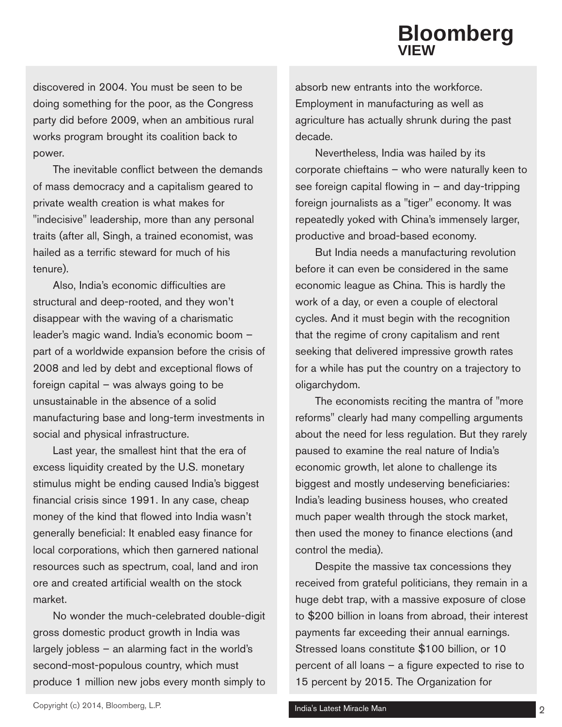discovered in 2004. You must be seen to be doing something for the poor, as the Congress party did before 2009, when an ambitious rural works program brought its coalition back to power.

The inevitable conflict between the demands of mass democracy and a capitalism geared to private wealth creation is what makes for "indecisive" leadership, more than any personal traits (after all, Singh, a trained economist, was hailed as a terrific steward for much of his tenure).

Also, India's economic difficulties are structural and deep-rooted, and they won't disappear with the waving of a charismatic leader's magic wand. India's economic boom – part of a worldwide expansion before the crisis of 2008 and led by debt and exceptional flows of foreign capital – was always going to be unsustainable in the absence of a solid manufacturing base and long-term investments in social and physical infrastructure.

Last year, the smallest hint that the era of excess liquidity created by the U.S. monetary stimulus might be ending caused India's biggest financial crisis since 1991. In any case, cheap money of the kind that flowed into India wasn't generally beneficial: It enabled easy finance for local corporations, which then garnered national resources such as spectrum, coal, land and iron ore and created artificial wealth on the stock market.

No wonder the much-celebrated double-digit gross domestic product growth in India was largely jobless – an alarming fact in the world's second-most-populous country, which must produce 1 million new jobs every month simply to absorb new entrants into the workforce. Employment in manufacturing as well as agriculture has actually shrunk during the past decade.

Nevertheless, India was hailed by its corporate chieftains – who were naturally keen to see foreign capital flowing in – and day-tripping foreign journalists as a "tiger" economy. It was repeatedly yoked with China's immensely larger, productive and broad-based economy.

But India needs a manufacturing revolution before it can even be considered in the same economic league as China. This is hardly the work of a day, or even a couple of electoral cycles. And it must begin with the recognition that the regime of crony capitalism and rent seeking that delivered impressive growth rates for a while has put the country on a trajectory to oligarchydom.

The economists reciting the mantra of "more reforms" clearly had many compelling arguments about the need for less regulation. But they rarely paused to examine the real nature of India's economic growth, let alone to challenge its biggest and mostly undeserving beneficiaries: India's leading business houses, who created much paper wealth through the stock market, then used the money to finance elections (and control the media).

Despite the massive tax concessions they received from grateful politicians, they remain in a huge debt trap, with a massive exposure of close to $200 billion in loans from abroad, their interest payments far exceeding their annual earnings. Stressed loans constitute $100 billion, or 10 percent of all loans – a figure expected to rise to 15 percent by 2015. The Organization for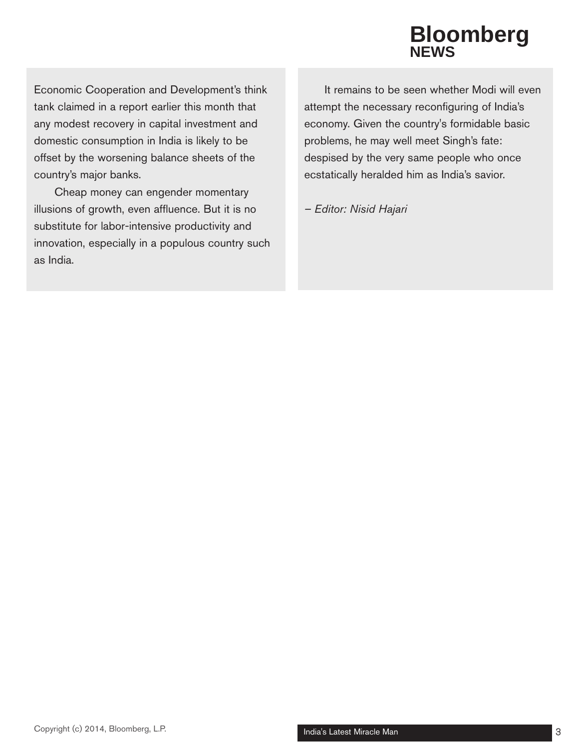Economic Cooperation and Development's think tank claimed in a report earlier this month that any modest recovery in capital investment and domestic consumption in India is likely to be offset by the worsening balance sheets of the country's major banks.

Cheap money can engender momentary illusions of growth, even affluence. But it is no substitute for labor-intensive productivity and innovation, especially in a populous country such as India.

It remains to be seen whether Modi will even attempt the necessary reconfiguring of India's economy. Given the country's formidable basic problems, he may well meet Singh's fate: despised by the very same people who once ecstatically heralded him as India's savior.

*– Editor: Nisid Hajari*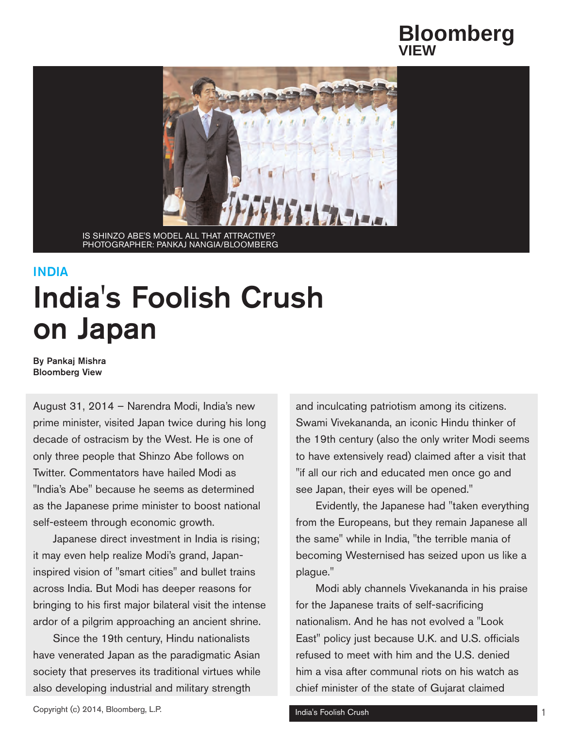IS SHINZO ABE'S MODEL ALL THAT ATTRACTIVE?
PHOTOGRAPHER: PANKAJ NANGIA/BLOOMBERG

INDIA

# India's Foolish Crush on Japan

**By Pankaj Mishra**
**Bloomberg View**

August 31, 2014 – Narendra Modi, India's new prime minister, visited Japan twice during his long decade of ostracism by the West. He is one of only three people that Shinzo Abe follows on Twitter. Commentators have hailed Modi as "India's Abe" because he seems as determined as the Japanese prime minister to boost national self-esteem through economic growth.

Japanese direct investment in India is rising; it may even help realize Modi's grand, Japan-inspired vision of "smart cities" and bullet trains across India. But Modi has deeper reasons for bringing to his first major bilateral visit the intense ardor of a pilgrim approaching an ancient shrine.

Since the 19th century, Hindu nationalists have venerated Japan as the paradigmatic Asian society that preserves its traditional virtues while also developing industrial and military strength and inculcating patriotism among its citizens. Swami Vivekananda, an iconic Hindu thinker of the 19th century (also the only writer Modi seems to have extensively read) claimed after a visit that "if all our rich and educated men once go and see Japan, their eyes will be opened."

Evidently, the Japanese had "taken everything from the Europeans, but they remain Japanese all the same" while in India, "the terrible mania of becoming Westernised has seized upon us like a plague."

Modi ably channels Vivekananda in his praise for the Japanese traits of self-sacrificing nationalism. And he has not evolved a "Look East" policy just because U.K. and U.S. officials refused to meet with him and the U.S. denied him a visa after communal riots on his watch as chief minister of the state of Gujarat claimed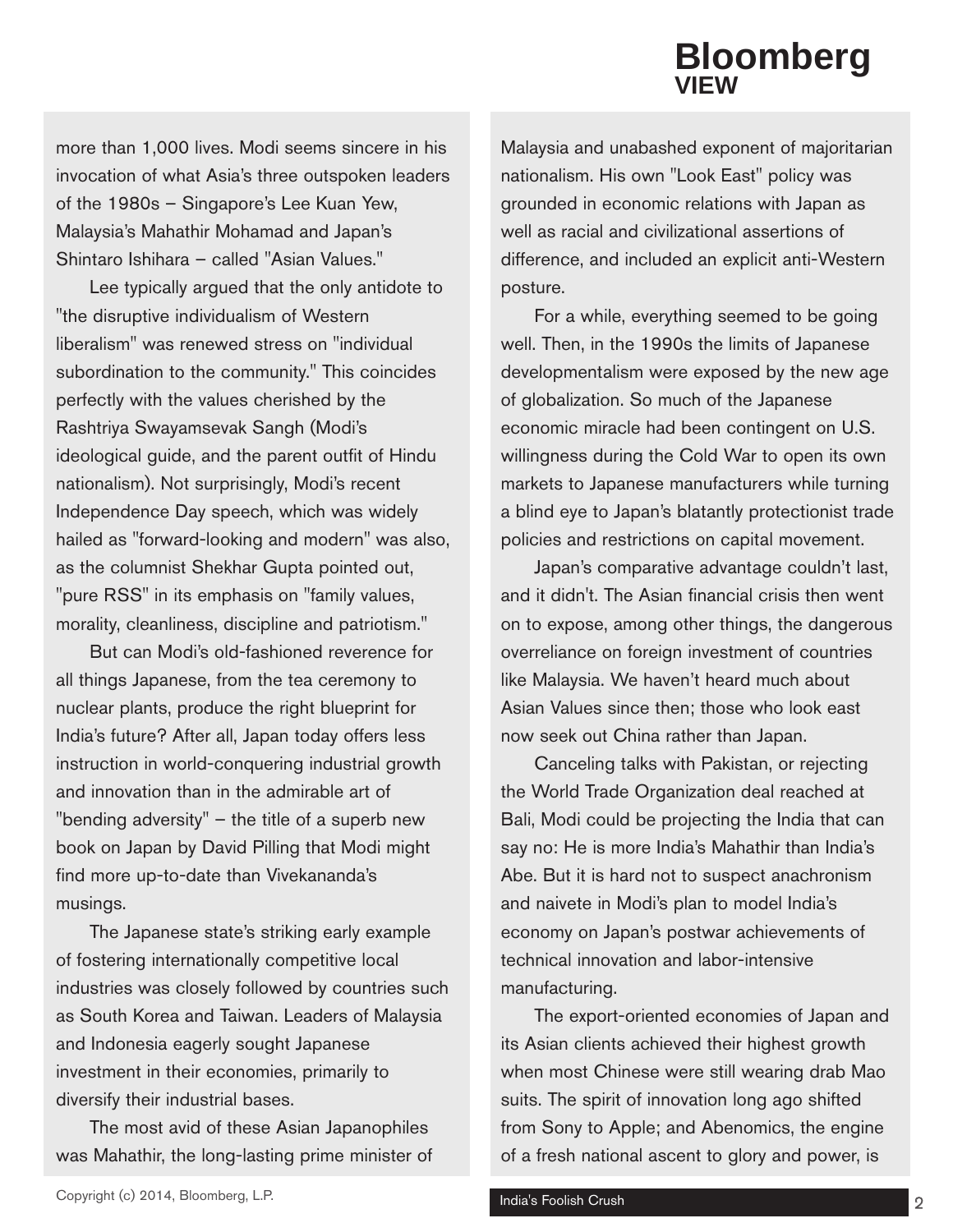more than 1,000 lives. Modi seems sincere in his invocation of what Asia's three outspoken leaders of the 1980s – Singapore's Lee Kuan Yew, Malaysia's Mahathir Mohamad and Japan's Shintaro Ishihara – called "Asian Values."

Lee typically argued that the only antidote to "the disruptive individualism of Western liberalism" was renewed stress on "individual subordination to the community." This coincides perfectly with the values cherished by the Rashtriya Swayamsevak Sangh (Modi's ideological guide, and the parent outfit of Hindu nationalism). Not surprisingly, Modi's recent Independence Day speech, which was widely hailed as "forward-looking and modern" was also, as the columnist Shekhar Gupta pointed out, "pure RSS" in its emphasis on "family values, morality, cleanliness, discipline and patriotism."

But can Modi's old-fashioned reverence for all things Japanese, from the tea ceremony to nuclear plants, produce the right blueprint for India's future? After all, Japan today offers less instruction in world-conquering industrial growth and innovation than in the admirable art of "bending adversity" – the title of a superb new book on Japan by David Pilling that Modi might find more up-to-date than Vivekananda's musings.

The Japanese state's striking early example of fostering internationally competitive local industries was closely followed by countries such as South Korea and Taiwan. Leaders of Malaysia and Indonesia eagerly sought Japanese investment in their economies, primarily to diversify their industrial bases.

The most avid of these Asian Japanophiles was Mahathir, the long-lasting prime minister of Malaysia and unabashed exponent of majoritarian nationalism. His own "Look East" policy was grounded in economic relations with Japan as well as racial and civilizational assertions of difference, and included an explicit anti-Western posture.

For a while, everything seemed to be going well. Then, in the 1990s the limits of Japanese developmentalism were exposed by the new age of globalization. So much of the Japanese economic miracle had been contingent on U.S. willingness during the Cold War to open its own markets to Japanese manufacturers while turning a blind eye to Japan's blatantly protectionist trade policies and restrictions on capital movement.

Japan's comparative advantage couldn't last, and it didn't. The Asian financial crisis then went on to expose, among other things, the dangerous overreliance on foreign investment of countries like Malaysia. We haven't heard much about Asian Values since then; those who look east now seek out China rather than Japan.

Canceling talks with Pakistan, or rejecting the World Trade Organization deal reached at Bali, Modi could be projecting the India that can say no: He is more India's Mahathir than India's Abe. But it is hard not to suspect anachronism and naivete in Modi's plan to model India's economy on Japan's postwar achievements of technical innovation and labor-intensive manufacturing.

The export-oriented economies of Japan and its Asian clients achieved their highest growth when most Chinese were still wearing drab Mao suits. The spirit of innovation long ago shifted from Sony to Apple; and Abenomics, the engine of a fresh national ascent to glory and power, is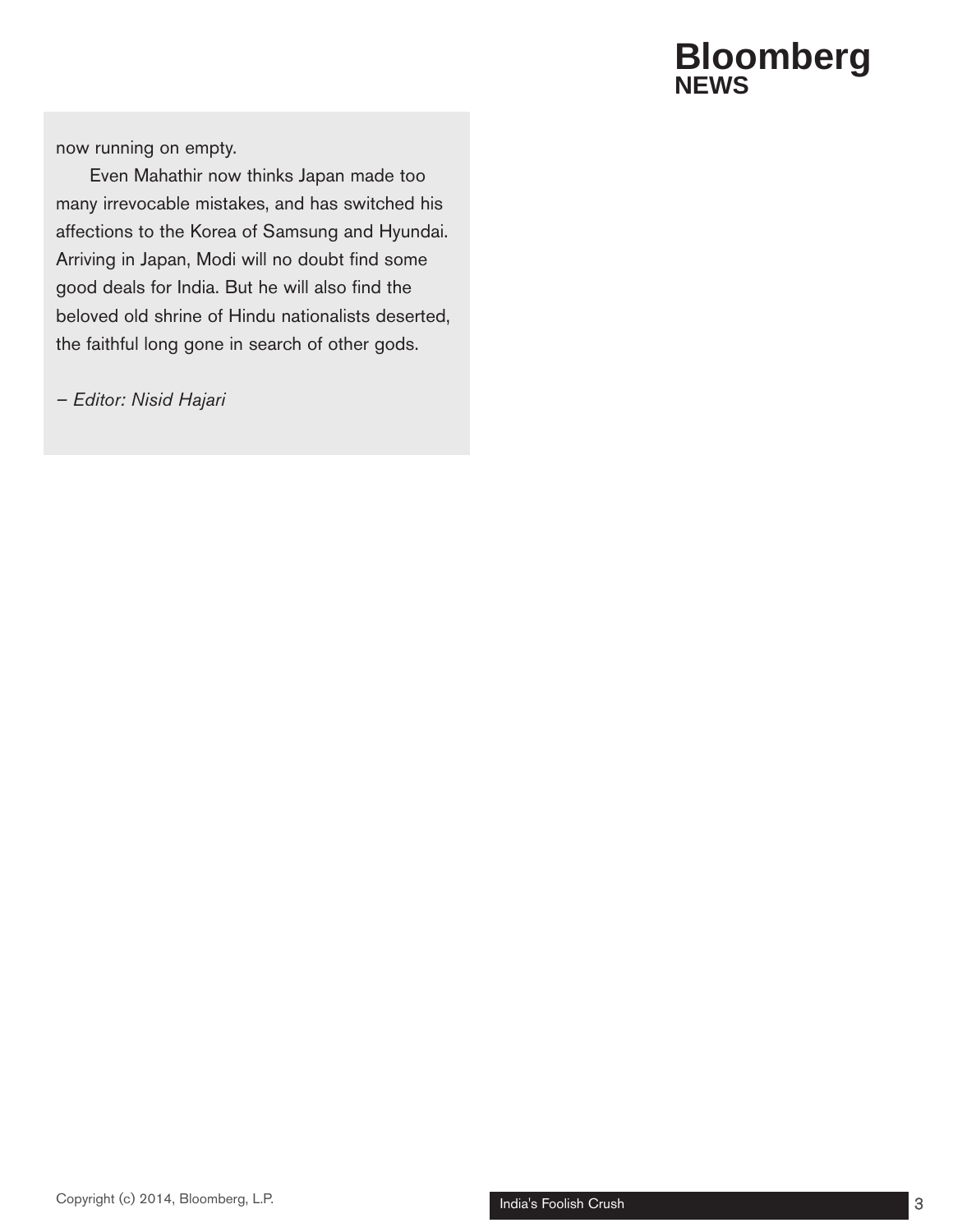now running on empty.

Even Mahathir now thinks Japan made too many irrevocable mistakes, and has switched his affections to the Korea of Samsung and Hyundai. Arriving in Japan, Modi will no doubt find some good deals for India. But he will also find the beloved old shrine of Hindu nationalists deserted, the faithful long gone in search of other gods.

*– Editor: Nisid Hajari*